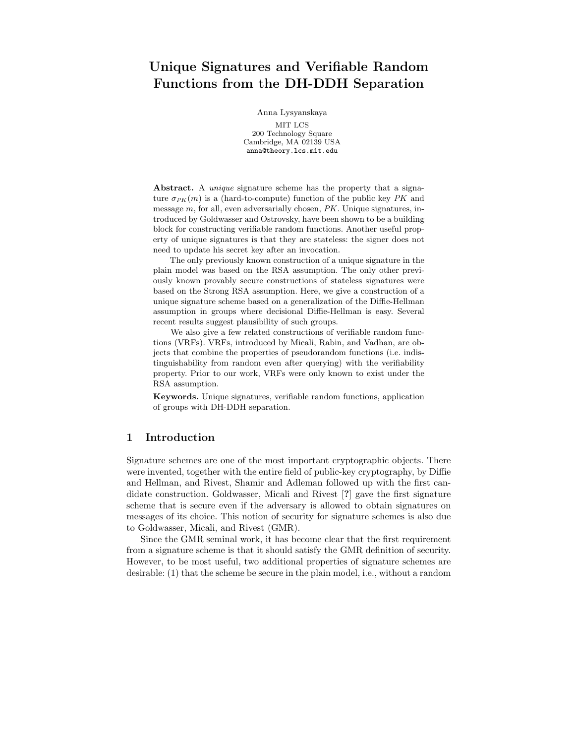# Unique Signatures and Verifiable Random Functions from the DH-DDH Separation

Anna Lysyanskaya

MIT LCS
200 Technology Square
Cambridge, MA 02139 USA
anna@theory.lcs.mit.edu

**Abstract.** A *unique* signature scheme has the property that a signature $\sigma_{PK}(m)$ is a (hard-to-compute) function of the public key $PK$ and message $m$, for all, even adversarially chosen, $PK$. Unique signatures, introduced by Goldwasser and Ostrovsky, have been shown to be a building block for constructing verifiable random functions. Another useful property of unique signatures is that they are stateless: the signer does not need to update his secret key after an invocation.

The only previously known construction of a unique signature in the plain model was based on the RSA assumption. The only other previously known provably secure constructions of stateless signatures were based on the Strong RSA assumption. Here, we give a construction of a unique signature scheme based on a generalization of the Diffie-Hellman assumption in groups where decisional Diffie-Hellman is easy. Several recent results suggest plausibility of such groups.

We also give a few related constructions of verifiable random functions (VRFs). VRFs, introduced by Micali, Rabin, and Vadhan, are objects that combine the properties of pseudorandom functions (i.e. indistinguishability from random even after querying) with the verifiability property. Prior to our work, VRFs were only known to exist under the RSA assumption.

**Keywords.** Unique signatures, verifiable random functions, application of groups with DH-DDH separation.

## 1 Introduction

Signature schemes are one of the most important cryptographic objects. There were invented, together with the entire field of public-key cryptography, by Diffie and Hellman, and Rivest, Shamir and Adleman followed up with the first candidate construction. Goldwasser, Micali and Rivest [**?**] gave the first signature scheme that is secure even if the adversary is allowed to obtain signatures on messages of its choice. This notion of security for signature schemes is also due to Goldwasser, Micali, and Rivest (GMR).

Since the GMR seminal work, it has become clear that the first requirement from a signature scheme is that it should satisfy the GMR definition of security. However, to be most useful, two additional properties of signature schemes are desirable: (1) that the scheme be secure in the plain model, i.e., without a random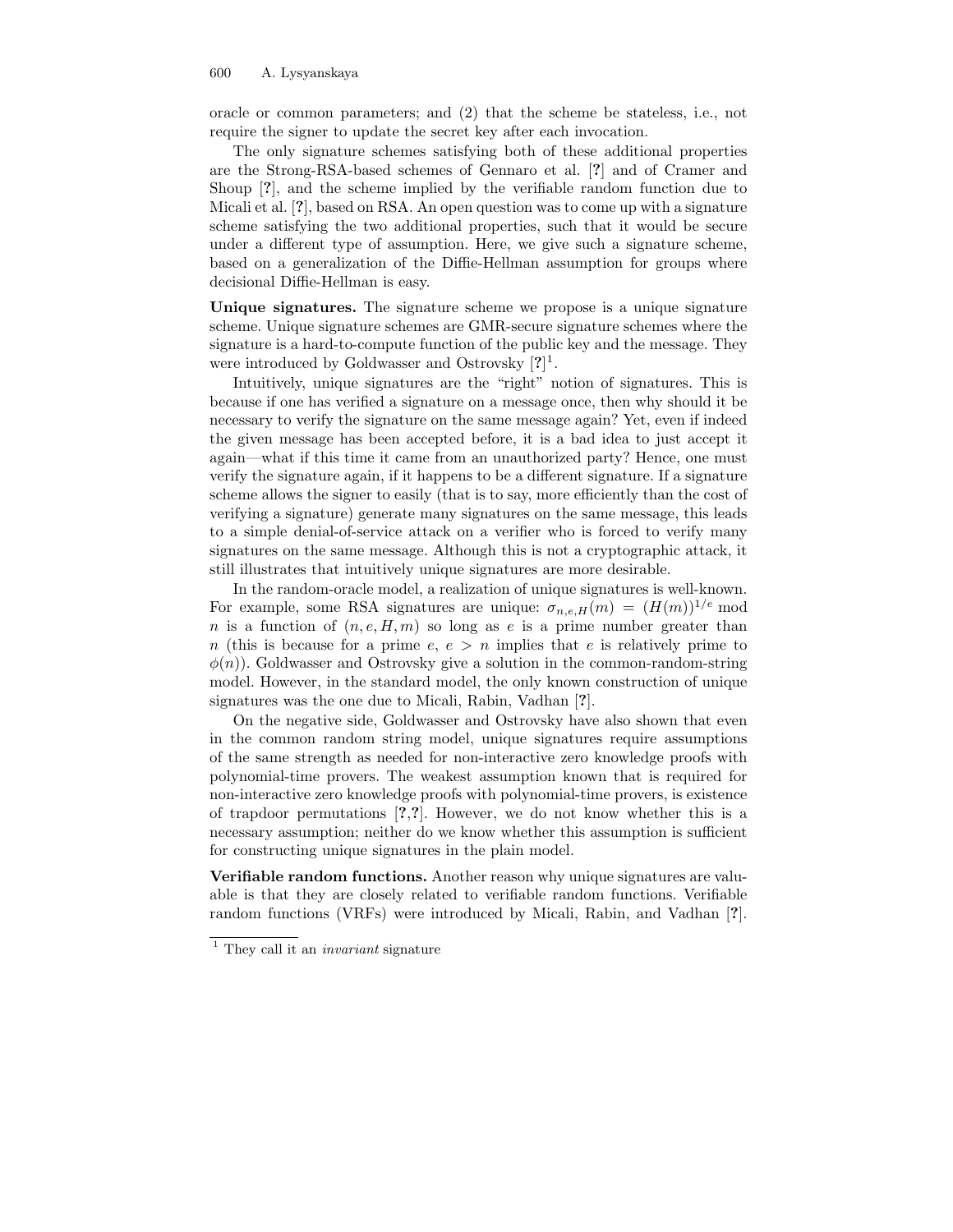oracle or common parameters; and (2) that the scheme be stateless, i.e., not require the signer to update the secret key after each invocation.

The only signature schemes satisfying both of these additional properties are the Strong-RSA-based schemes of Gennaro et al. [**?**] and of Cramer and Shoup [**?**], and the scheme implied by the verifiable random function due to Micali et al. [**?**], based on RSA. An open question was to come up with a signature scheme satisfying the two additional properties, such that it would be secure under a different type of assumption. Here, we give such a signature scheme, based on a generalization of the Diffie-Hellman assumption for groups where decisional Diffie-Hellman is easy.

**Unique signatures.** The signature scheme we propose is a unique signature scheme. Unique signature schemes are GMR-secure signature schemes where the signature is a hard-to-compute function of the public key and the message. They were introduced by Goldwasser and Ostrovsky [**?**][1].

Intuitively, unique signatures are the "right" notion of signatures. This is because if one has verified a signature on a message once, then why should it be necessary to verify the signature on the same message again? Yet, even if indeed the given message has been accepted before, it is a bad idea to just accept it again—what if this time it came from an unauthorized party? Hence, one must verify the signature again, if it happens to be a different signature. If a signature scheme allows the signer to easily (that is to say, more efficiently than the cost of verifying a signature) generate many signatures on the same message, this leads to a simple denial-of-service attack on a verifier who is forced to verify many signatures on the same message. Although this is not a cryptographic attack, it still illustrates that intuitively unique signatures are more desirable.

In the random-oracle model, a realization of unique signatures is well-known. For example, some RSA signatures are unique: $\sigma_{n,e,H}(m) = (H(m))^{1/e} \bmod n$ is a function of $(n, e, H, m)$ so long as $e$ is a prime number greater than $n$ (this is because for a prime $e$, $e > n$ implies that $e$ is relatively prime to $\phi(n)$). Goldwasser and Ostrovsky give a solution in the common-random-string model. However, in the standard model, the only known construction of unique signatures was the one due to Micali, Rabin, Vadhan [**?**].

On the negative side, Goldwasser and Ostrovsky have also shown that even in the common random string model, unique signatures require assumptions of the same strength as needed for non-interactive zero knowledge proofs with polynomial-time provers. The weakest assumption known that is required for non-interactive zero knowledge proofs with polynomial-time provers, is existence of trapdoor permutations [**?**,**?**]. However, we do not know whether this is a necessary assumption; neither do we know whether this assumption is sufficient for constructing unique signatures in the plain model.

**Verifiable random functions.** Another reason why unique signatures are valuable is that they are closely related to verifiable random functions. Verifiable random functions (VRFs) were introduced by Micali, Rabin, and Vadhan [**?**].

[1] They call it an *invariant* signature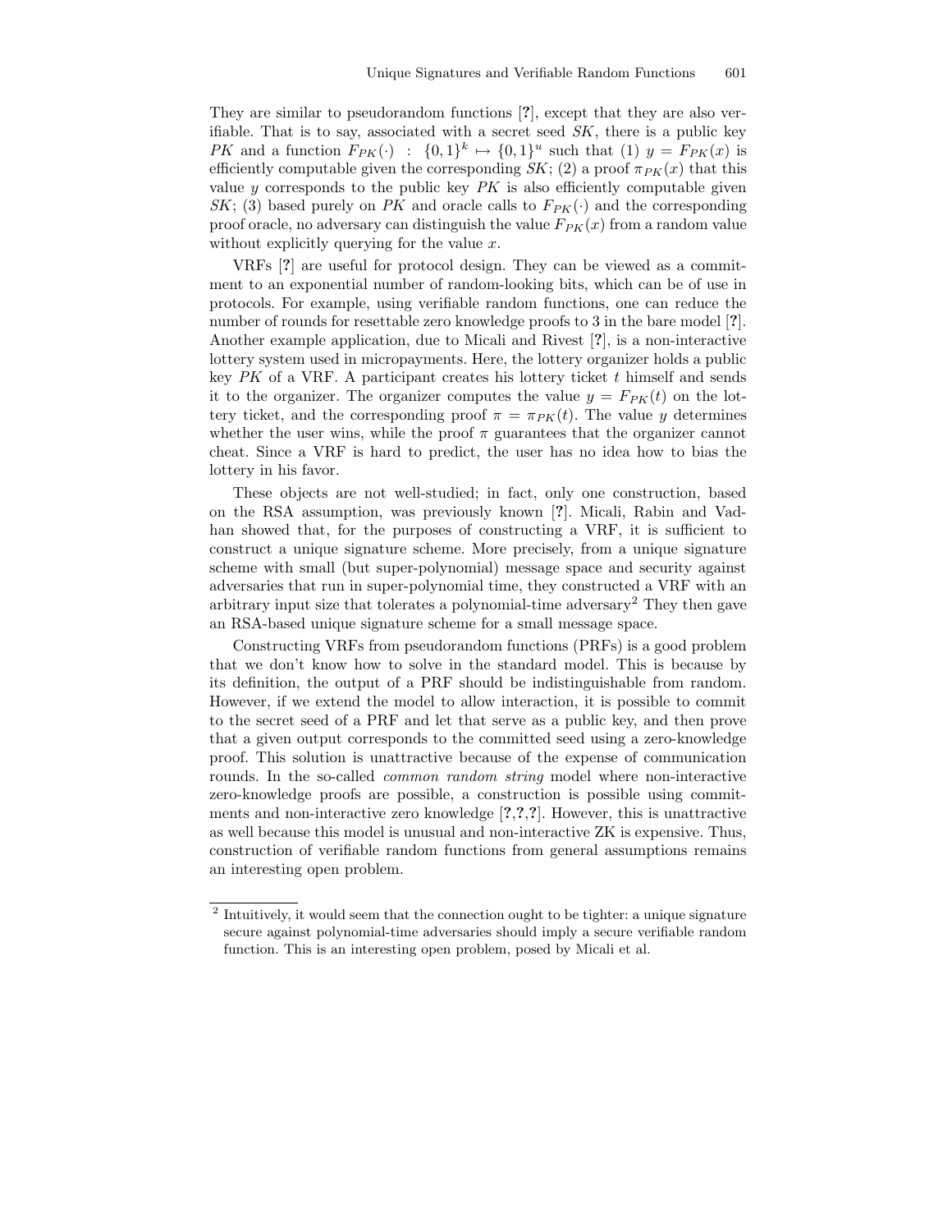They are similar to pseudorandom functions [?], except that they are also verifiable. That is to say, associated with a secret seed $SK$, there is a public key $PK$ and a function $F_{PK}(\cdot) : \{0,1\}^k \mapsto \{0,1\}^u$ such that (1) $y = F_{PK}(x)$ is efficiently computable given the corresponding $SK$; (2) a proof $\pi_{PK}(x)$ that this value $y$ corresponds to the public key $PK$ is also efficiently computable given $SK$; (3) based purely on $PK$ and oracle calls to $F_{PK}(\cdot)$ and the corresponding proof oracle, no adversary can distinguish the value $F_{PK}(x)$ from a random value without explicitly querying for the value $x$.

VRFs [?] are useful for protocol design. They can be viewed as a commitment to an exponential number of random-looking bits, which can be of use in protocols. For example, using verifiable random functions, one can reduce the number of rounds for resettable zero knowledge proofs to 3 in the bare model [?]. Another example application, due to Micali and Rivest [?], is a non-interactive lottery system used in micropayments. Here, the lottery organizer holds a public key $PK$ of a VRF. A participant creates his lottery ticket $t$ himself and sends it to the organizer. The organizer computes the value $y = F_{PK}(t)$ on the lottery ticket, and the corresponding proof $\pi = \pi_{PK}(t)$. The value $y$ determines whether the user wins, while the proof $\pi$ guarantees that the organizer cannot cheat. Since a VRF is hard to predict, the user has no idea how to bias the lottery in his favor.

These objects are not well-studied; in fact, only one construction, based on the RSA assumption, was previously known [?]. Micali, Rabin and Vadhan showed that, for the purposes of constructing a VRF, it is sufficient to construct a unique signature scheme. More precisely, from a unique signature scheme with small (but super-polynomial) message space and security against adversaries that run in super-polynomial time, they constructed a VRF with an arbitrary input size that tolerates a polynomial-time adversary[2] They then gave an RSA-based unique signature scheme for a small message space.

Constructing VRFs from pseudorandom functions (PRFs) is a good problem that we don't know how to solve in the standard model. This is because by its definition, the output of a PRF should be indistinguishable from random. However, if we extend the model to allow interaction, it is possible to commit to the secret seed of a PRF and let that serve as a public key, and then prove that a given output corresponds to the committed seed using a zero-knowledge proof. This solution is unattractive because of the expense of communication rounds. In the so-called *common random string* model where non-interactive zero-knowledge proofs are possible, a construction is possible using commitments and non-interactive zero knowledge [?,?,?]. However, this is unattractive as well because this model is unusual and non-interactive ZK is expensive. Thus, construction of verifiable random functions from general assumptions remains an interesting open problem.

[2] Intuitively, it would seem that the connection ought to be tighter: a unique signature secure against polynomial-time adversaries should imply a secure verifiable random function. This is an interesting open problem, posed by Micali et al.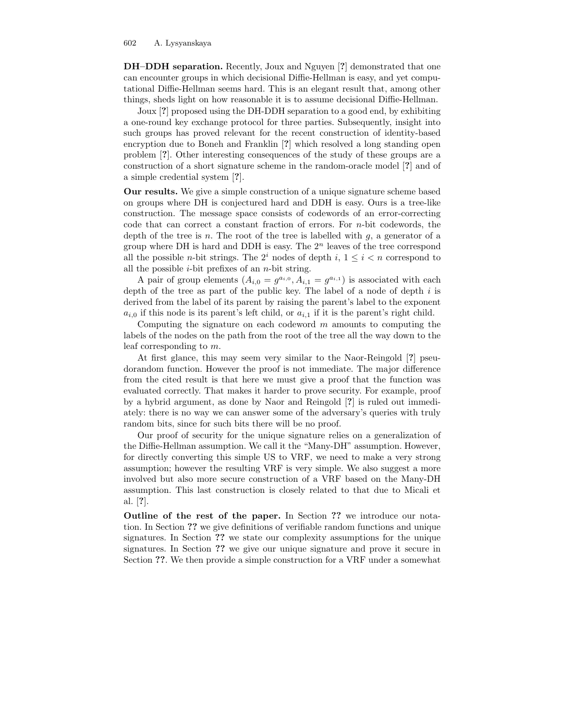**DH–DDH separation.** Recently, Joux and Nguyen [?] demonstrated that one can encounter groups in which decisional Diffie-Hellman is easy, and yet computational Diffie-Hellman seems hard. This is an elegant result that, among other things, sheds light on how reasonable it is to assume decisional Diffie-Hellman.

Joux [?] proposed using the DH-DDH separation to a good end, by exhibiting a one-round key exchange protocol for three parties. Subsequently, insight into such groups has proved relevant for the recent construction of identity-based encryption due to Boneh and Franklin [?] which resolved a long standing open problem [?]. Other interesting consequences of the study of these groups are a construction of a short signature scheme in the random-oracle model [?] and of a simple credential system [?].

**Our results.** We give a simple construction of a unique signature scheme based on groups where DH is conjectured hard and DDH is easy. Ours is a tree-like construction. The message space consists of codewords of an error-correcting code that can correct a constant fraction of errors. For $n$-bit codewords, the depth of the tree is $n$. The root of the tree is labelled with $g$, a generator of a group where DH is hard and DDH is easy. The $2^n$ leaves of the tree correspond all the possible $n$-bit strings. The $2^i$ nodes of depth $i$, $1 \leq i < n$ correspond to all the possible $i$-bit prefixes of an $n$-bit string.

A pair of group elements $(A_{i,0} = g^{a_{i,0}}, A_{i,1} = g^{a_{i,1}})$ is associated with each depth of the tree as part of the public key. The label of a node of depth $i$ is derived from the label of its parent by raising the parent's label to the exponent $a_{i,0}$ if this node is its parent's left child, or $a_{i,1}$ if it is the parent's right child.

Computing the signature on each codeword $m$ amounts to computing the labels of the nodes on the path from the root of the tree all the way down to the leaf corresponding to $m$.

At first glance, this may seem very similar to the Naor-Reingold [?] pseudorandom function. However the proof is not immediate. The major difference from the cited result is that here we must give a proof that the function was evaluated correctly. That makes it harder to prove security. For example, proof by a hybrid argument, as done by Naor and Reingold [?] is ruled out immediately: there is no way we can answer some of the adversary's queries with truly random bits, since for such bits there will be no proof.

Our proof of security for the unique signature relies on a generalization of the Diffie-Hellman assumption. We call it the "Many-DH" assumption. However, for directly converting this simple US to VRF, we need to make a very strong assumption; however the resulting VRF is very simple. We also suggest a more involved but also more secure construction of a VRF based on the Many-DH assumption. This last construction is closely related to that due to Micali et al. [?].

**Outline of the rest of the paper.** In Section **??** we introduce our notation. In Section **??** we give definitions of verifiable random functions and unique signatures. In Section **??** we state our complexity assumptions for the unique signatures. In Section **??** we give our unique signature and prove it secure in Section **??**. We then provide a simple construction for a VRF under a somewhat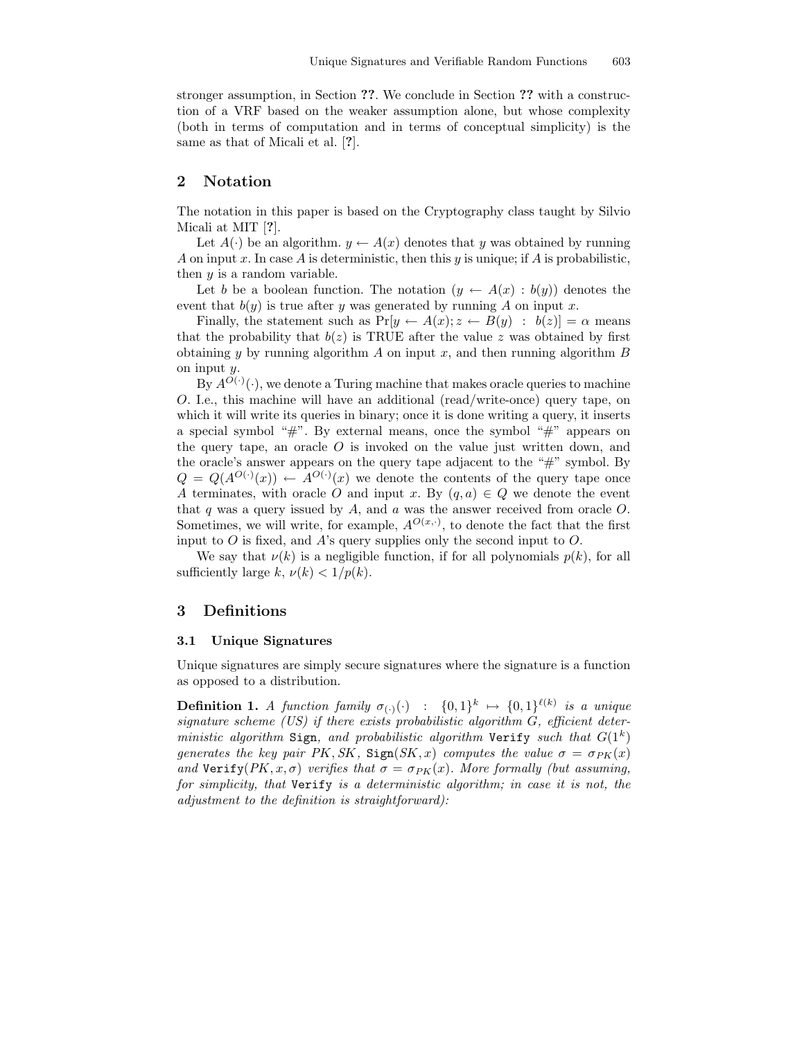stronger assumption, in Section **??**. We conclude in Section **??** with a construction of a VRF based on the weaker assumption alone, but whose complexity (both in terms of computation and in terms of conceptual simplicity) is the same as that of Micali et al. [**?**].

## 2 Notation

The notation in this paper is based on the Cryptography class taught by Silvio Micali at MIT [**?**].

Let $A(\cdot)$ be an algorithm. $y \leftarrow A(x)$ denotes that $y$ was obtained by running $A$ on input $x$. In case $A$ is deterministic, then this $y$ is unique; if $A$ is probabilistic, then $y$ is a random variable.

Let $b$ be a boolean function. The notation $(y \leftarrow A(x) : b(y))$ denotes the event that $b(y)$ is true after $y$ was generated by running $A$ on input $x$.

Finally, the statement such as $\Pr[y \leftarrow A(x); z \leftarrow B(y) \;:\; b(z)] = \alpha$ means that the probability that $b(z)$ is TRUE after the value $z$ was obtained by first obtaining $y$ by running algorithm $A$ on input $x$, and then running algorithm $B$ on input $y$.

By $A^{O(\cdot)}(\cdot)$, we denote a Turing machine that makes oracle queries to machine $O$. I.e., this machine will have an additional (read/write-once) query tape, on which it will write its queries in binary; once it is done writing a query, it inserts a special symbol "#". By external means, once the symbol "#" appears on the query tape, an oracle $O$ is invoked on the value just written down, and the oracle's answer appears on the query tape adjacent to the "#" symbol. By $Q = Q(A^{O(\cdot)}(x)) \leftarrow A^{O(\cdot)}(x)$ we denote the contents of the query tape once $A$ terminates, with oracle $O$ and input $x$. By $(q, a) \in Q$ we denote the event that $q$ was a query issued by $A$, and $a$ was the answer received from oracle $O$. Sometimes, we will write, for example, $A^{O(x,\cdot)}$, to denote the fact that the first input to $O$ is fixed, and $A$'s query supplies only the second input to $O$.

We say that $\nu(k)$ is a negligible function, if for all polynomials $p(k)$, for all sufficiently large $k$, $\nu(k) < 1/p(k)$.

## 3 Definitions

### 3.1 Unique Signatures

Unique signatures are simply secure signatures where the signature is a function as opposed to a distribution.

**Definition 1.** *A function family $\sigma_{(\cdot)}(\cdot) \;:\; \{0,1\}^k \mapsto \{0,1\}^{\ell(k)}$ is a unique signature scheme (US) if there exists probabilistic algorithm $G$, efficient deterministic algorithm* `Sign`*, and probabilistic algorithm* `Verify` *such that $G(1^k)$ generates the key pair $PK, SK$,* `Sign`$(SK, x)$ *computes the value $\sigma = \sigma_{PK}(x)$ and* `Verify`$(PK, x, \sigma)$ *verifies that $\sigma = \sigma_{PK}(x)$. More formally (but assuming, for simplicity, that* `Verify` *is a deterministic algorithm; in case it is not, the adjustment to the definition is straightforward):*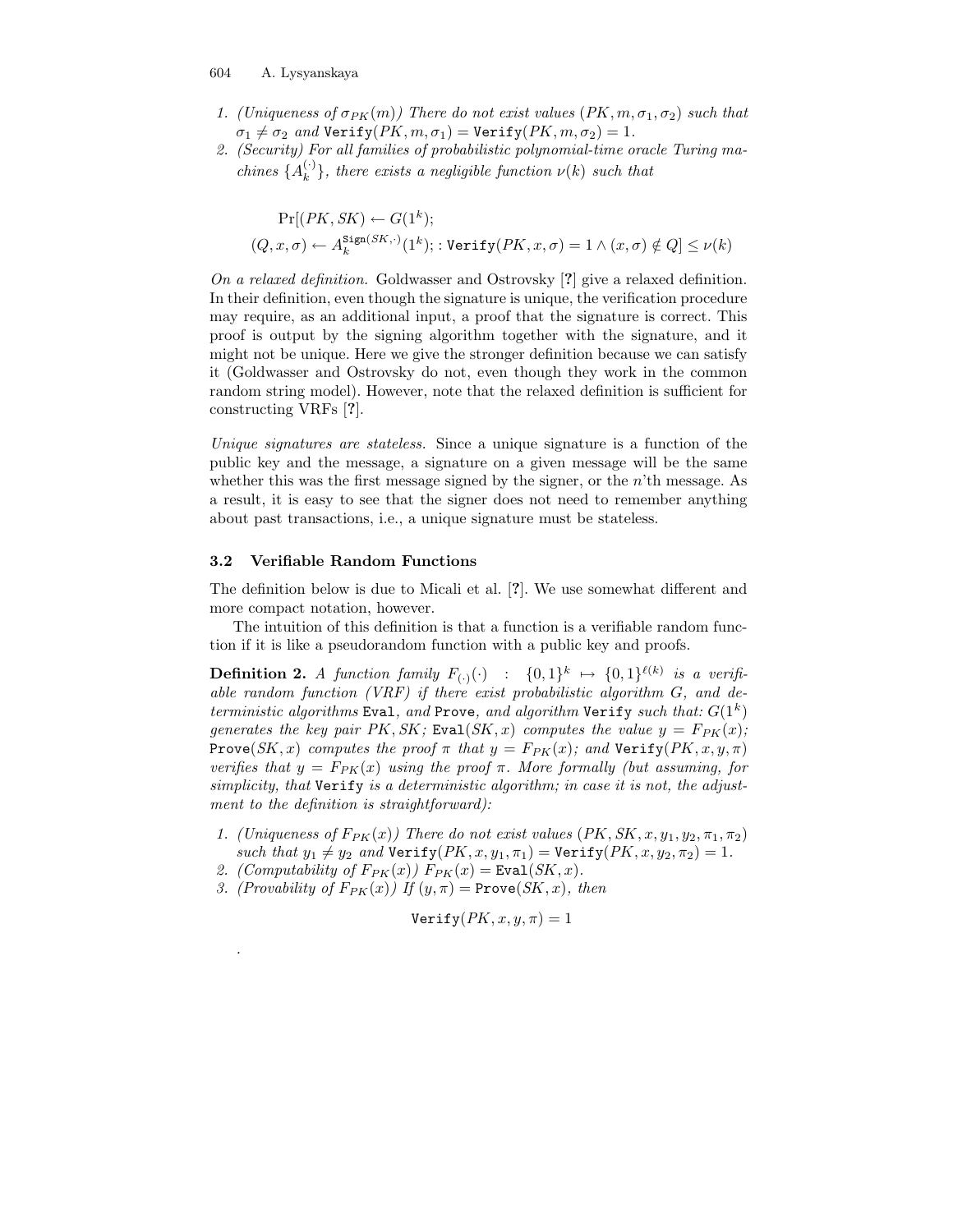1. *(Uniqueness of $\sigma_{PK}(m)$) There do not exist values $(PK, m, \sigma_1, \sigma_2)$ such that $\sigma_1 \neq \sigma_2$ and $\texttt{Verify}(PK, m, \sigma_1) = \texttt{Verify}(PK, m, \sigma_2) = 1$.*
2. *(Security) For all families of probabilistic polynomial-time oracle Turing machines $\{A_k^{(\cdot)}\}$, there exists a negligible function $\nu(k)$ such that*

$$\Pr[(PK, SK) \leftarrow G(1^k);$$
$$(Q, x, \sigma) \leftarrow A_k^{\texttt{Sign}(SK,\cdot)}(1^k); : \texttt{Verify}(PK, x, \sigma) = 1 \wedge (x, \sigma) \notin Q] \leq \nu(k)$$

*On a relaxed definition.* Goldwasser and Ostrovsky [?] give a relaxed definition. In their definition, even though the signature is unique, the verification procedure may require, as an additional input, a proof that the signature is correct. This proof is output by the signing algorithm together with the signature, and it might not be unique. Here we give the stronger definition because we can satisfy it (Goldwasser and Ostrovsky do not, even though they work in the common random string model). However, note that the relaxed definition is sufficient for constructing VRFs [?].

*Unique signatures are stateless.* Since a unique signature is a function of the public key and the message, a signature on a given message will be the same whether this was the first message signed by the signer, or the $n$'th message. As a result, it is easy to see that the signer does not need to remember anything about past transactions, i.e., a unique signature must be stateless.

### 3.2 Verifiable Random Functions

The definition below is due to Micali et al. [?]. We use somewhat different and more compact notation, however.

The intuition of this definition is that a function is a verifiable random function if it is like a pseudorandom function with a public key and proofs.

**Definition 2.** *A function family $F_{(\cdot)}(\cdot) : \{0,1\}^k \mapsto \{0,1\}^{\ell(k)}$ is a verifiable random function (VRF) if there exist probabilistic algorithm $G$, and deterministic algorithms* Eval, *and* Prove, *and algorithm* Verify *such that: $G(1^k)$ generates the key pair $PK, SK$; $\texttt{Eval}(SK, x)$ computes the value $y = F_{PK}(x)$; $\texttt{Prove}(SK, x)$ computes the proof $\pi$ that $y = F_{PK}(x)$; and $\texttt{Verify}(PK, x, y, \pi)$ verifies that $y = F_{PK}(x)$ using the proof $\pi$. More formally (but assuming, for simplicity, that* Verify *is a deterministic algorithm; in case it is not, the adjustment to the definition is straightforward):*

1. *(Uniqueness of $F_{PK}(x)$) There do not exist values $(PK, SK, x, y_1, y_2, \pi_1, \pi_2)$ such that $y_1 \neq y_2$ and $\texttt{Verify}(PK, x, y_1, \pi_1) = \texttt{Verify}(PK, x, y_2, \pi_2) = 1$.*
2. *(Computability of $F_{PK}(x)$) $F_{PK}(x) = \texttt{Eval}(SK, x)$.*
3. *(Provability of $F_{PK}(x)$) If $(y, \pi) = \texttt{Prove}(SK, x)$, then*

$$\texttt{Verify}(PK, x, y, \pi) = 1$$

.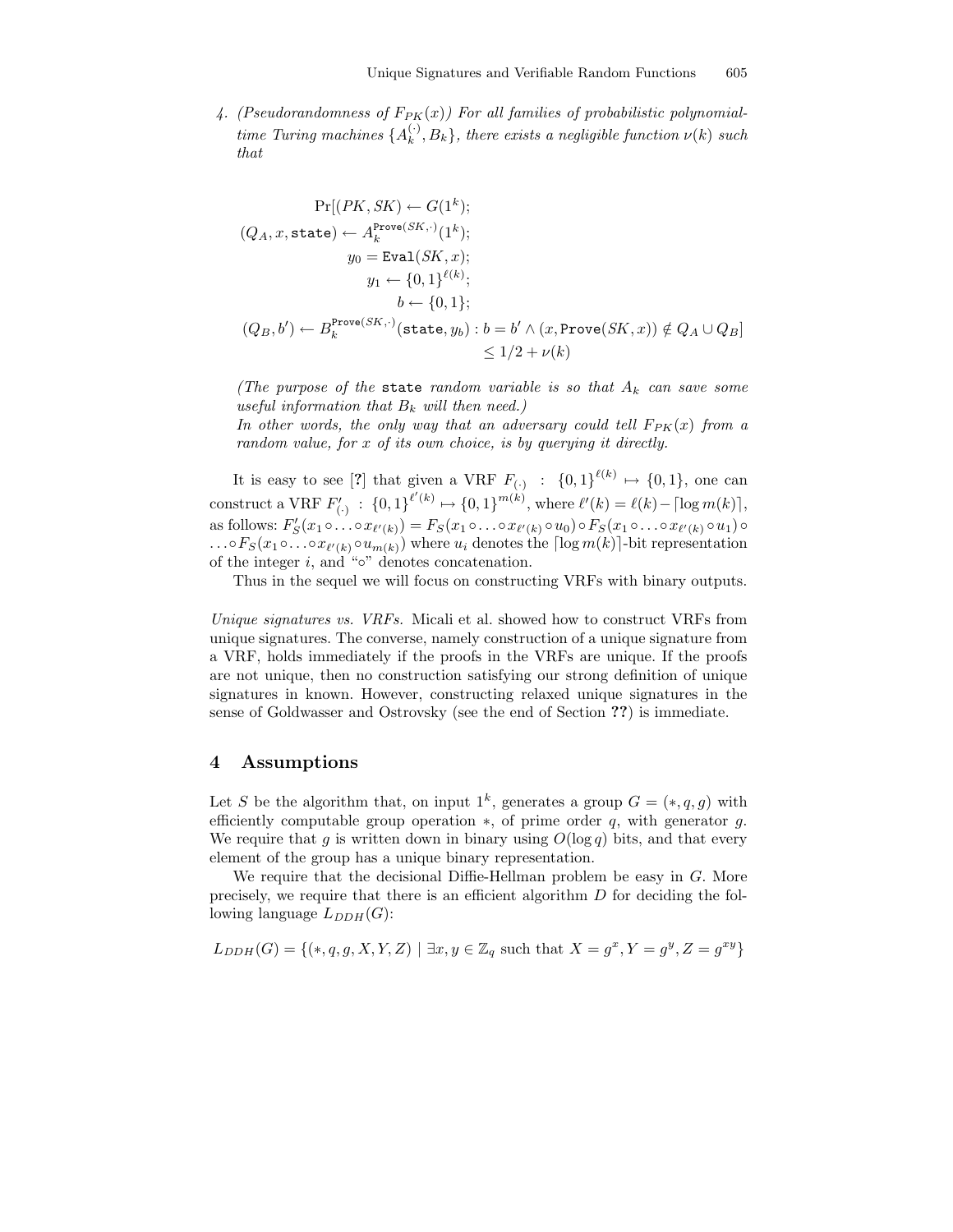4. *(Pseudorandomness of $F_{PK}(x)$) For all families of probabilistic polynomial-time Turing machines $\{A_k^{(\cdot)}, B_k\}$, there exists a negligible function $\nu(k)$ such that*

$$
\begin{aligned}
&\Pr[(PK, SK) \leftarrow G(1^k);\\
&(Q_A, x, \mathtt{state}) \leftarrow A_k^{\mathtt{Prove}(SK,\cdot)}(1^k);\\
&y_0 = \mathtt{Eval}(SK, x);\\
&y_1 \leftarrow \{0,1\}^{\ell(k)};\\
&b \leftarrow \{0,1\};\\
&(Q_B, b') \leftarrow B_k^{\mathtt{Prove}(SK,\cdot)}(\mathtt{state}, y_b) : b = b' \wedge (x, \mathtt{Prove}(SK, x)) \notin Q_A \cup Q_B]\\
&\leq 1/2 + \nu(k)
\end{aligned}
$$

*(The purpose of the* `state` *random variable is so that $A_k$ can save some useful information that $B_k$ will then need.)*

*In other words, the only way that an adversary could tell $F_{PK}(x)$ from a random value, for $x$ of its own choice, is by querying it directly.*

It is easy to see [?] that given a VRF $F_{(\cdot)} : \{0,1\}^{\ell(k)} \mapsto \{0,1\}$, one can construct a VRF $F'_{(\cdot)} : \{0,1\}^{\ell'(k)} \mapsto \{0,1\}^{m(k)}$, where $\ell'(k) = \ell(k) - \lceil \log m(k) \rceil$, as follows: $F'_S(x_1 \circ \ldots \circ x_{\ell'(k)}) = F_S(x_1 \circ \ldots \circ x_{\ell'(k)} \circ u_0) \circ F_S(x_1 \circ \ldots \circ x_{\ell'(k)} \circ u_1) \circ \ldots \circ F_S(x_1 \circ \ldots \circ x_{\ell'(k)} \circ u_{m(k)})$ where $u_i$ denotes the $\lceil \log m(k) \rceil$-bit representation of the integer $i$, and "$\circ$" denotes concatenation.

Thus in the sequel we will focus on constructing VRFs with binary outputs.

*Unique signatures vs. VRFs.* Micali et al. showed how to construct VRFs from unique signatures. The converse, namely construction of a unique signature from a VRF, holds immediately if the proofs in the VRFs are unique. If the proofs are not unique, then no construction satisfying our strong definition of unique signatures in known. However, constructing relaxed unique signatures in the sense of Goldwasser and Ostrovsky (see the end of Section **??**) is immediate.

## 4 Assumptions

Let $S$ be the algorithm that, on input $1^k$, generates a group $G = (*, q, g)$ with efficiently computable group operation $*$, of prime order $q$, with generator $g$. We require that $g$ is written down in binary using $O(\log q)$ bits, and that every element of the group has a unique binary representation.

We require that the decisional Diffie-Hellman problem be easy in $G$. More precisely, we require that there is an efficient algorithm $D$ for deciding the following language $L_{DDH}(G)$:

$$L_{DDH}(G) = \{(*, q, g, X, Y, Z) \mid \exists x, y \in \mathbb{Z}_q \text{ such that } X = g^x, Y = g^y, Z = g^{xy}\}$$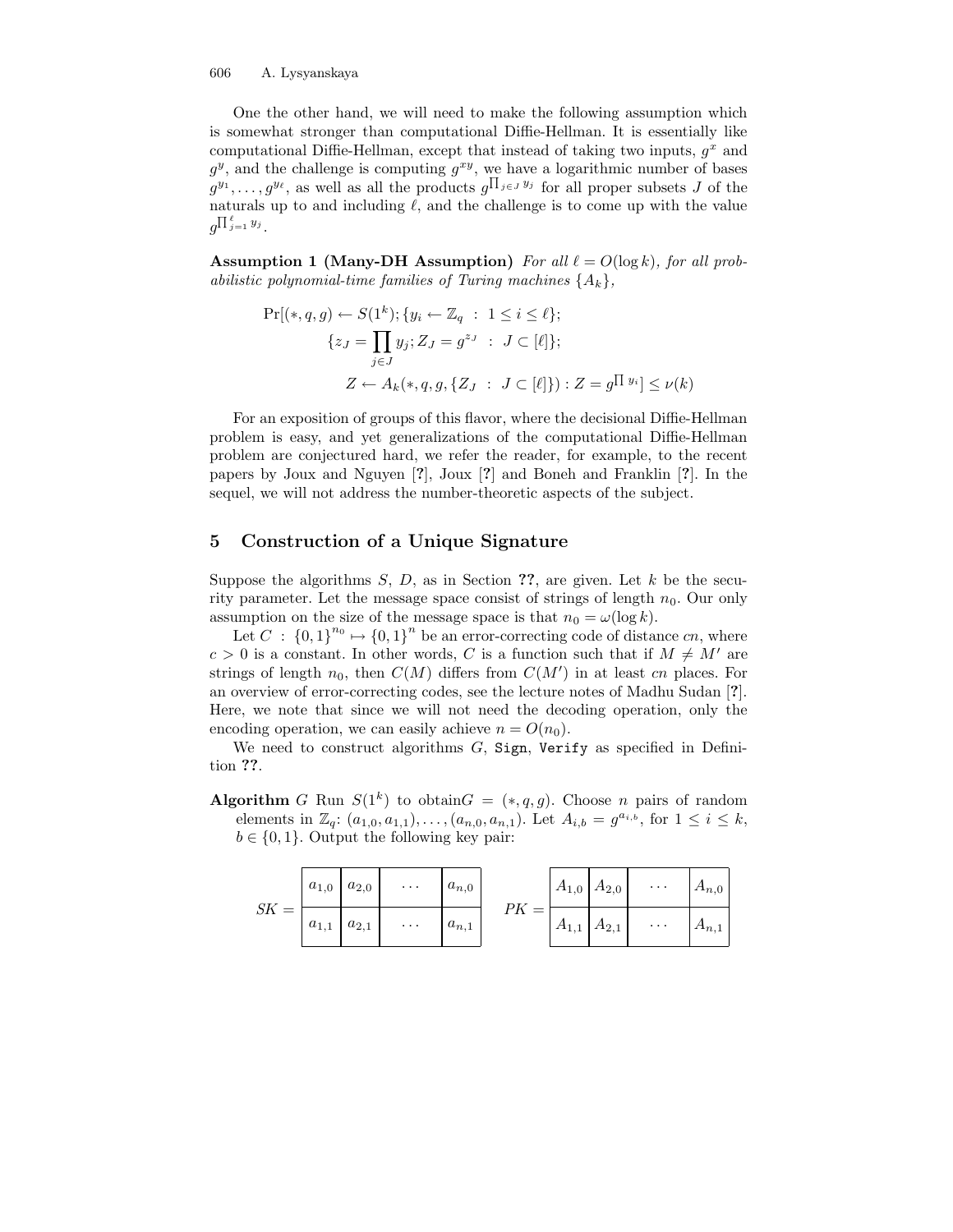One the other hand, we will need to make the following assumption which is somewhat stronger than computational Diffie-Hellman. It is essentially like computational Diffie-Hellman, except that instead of taking two inputs, $g^x$ and $g^y$, and the challenge is computing $g^{xy}$, we have a logarithmic number of bases $g^{y_1}, \ldots, g^{y_\ell}$, as well as all the products $g^{\prod_{j \in J} y_j}$ for all proper subsets $J$ of the naturals up to and including $\ell$, and the challenge is to come up with the value $g^{\prod_{j=1}^{\ell} y_j}$.

**Assumption 1 (Many-DH Assumption)** *For all $\ell = O(\log k)$, for all probabilistic polynomial-time families of Turing machines $\{A_k\}$,*

$$
\begin{aligned}
\Pr[(*, q, g) \leftarrow S(1^k); \{y_i \leftarrow \mathbb{Z}_q \ : \ 1 \leq i \leq \ell\};& \\
\{z_J = \prod_{j \in J} y_j; Z_J = g^{z_J} \ : \ J \subset [\ell]\};& \\
Z \leftarrow A_k(*, q, g, \{Z_J \ : \ J \subset [\ell]\}) : Z = g^{\prod y_i}] &\leq \nu(k)
\end{aligned}
$$

For an exposition of groups of this flavor, where the decisional Diffie-Hellman problem is easy, and yet generalizations of the computational Diffie-Hellman problem are conjectured hard, we refer the reader, for example, to the recent papers by Joux and Nguyen [?], Joux [?] and Boneh and Franklin [?]. In the sequel, we will not address the number-theoretic aspects of the subject.

## 5 Construction of a Unique Signature

Suppose the algorithms $S$, $D$, as in Section **??**, are given. Let $k$ be the security parameter. Let the message space consist of strings of length $n_0$. Our only assumption on the size of the message space is that $n_0 = \omega(\log k)$.

Let $C \ : \ \{0,1\}^{n_0} \mapsto \{0,1\}^n$ be an error-correcting code of distance $cn$, where $c > 0$ is a constant. In other words, $C$ is a function such that if $M \neq M'$ are strings of length $n_0$, then $C(M)$ differs from $C(M')$ in at least $cn$ places. For an overview of error-correcting codes, see the lecture notes of Madhu Sudan [?]. Here, we note that since we will not need the decoding operation, only the encoding operation, we can easily achieve $n = O(n_0)$.

We need to construct algorithms $G$, `Sign`, `Verify` as specified in Definition **??**.

**Algorithm** $G$ Run $S(1^k)$ to obtain$G = (*, q, g)$. Choose $n$ pairs of random elements in $\mathbb{Z}_q$: $(a_{1,0}, a_{1,1}), \ldots, (a_{n,0}, a_{n,1})$. Let $A_{i,b} = g^{a_{i,b}}$, for $1 \leq i \leq k$, $b \in \{0,1\}$. Output the following key pair:

$SK =$

| $a_{1,0}$ | $a_{2,0}$ | $\ldots$ | $a_{n,0}$ |
|---|---|---|---|
| $a_{1,1}$ | $a_{2,1}$ | $\ldots$ | $a_{n,1}$ |

$PK =$

| $A_{1,0}$ | $A_{2,0}$ | $\ldots$ | $A_{n,0}$ |
|---|---|---|---|
| $A_{1,1}$ | $A_{2,1}$ | $\ldots$ | $A_{n,1}$ |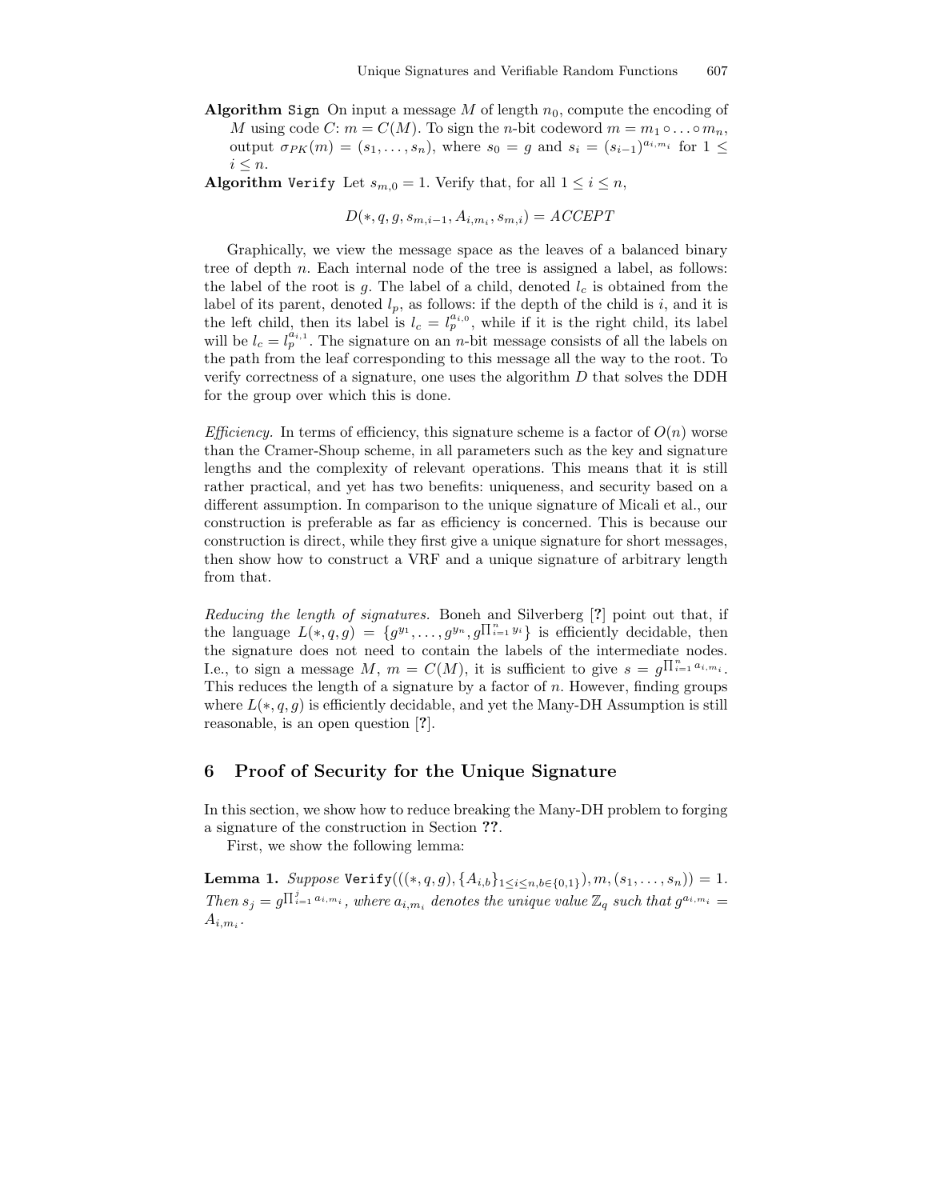**Algorithm** `Sign` On input a message $M$ of length $n_0$, compute the encoding of $M$ using code $C$: $m = C(M)$. To sign the $n$-bit codeword $m = m_1 \circ \ldots \circ m_n$, output $\sigma_{PK}(m) = (s_1, \ldots, s_n)$, where $s_0 = g$ and $s_i = (s_{i-1})^{a_{i,m_i}}$ for $1 \leq i \leq n$.

**Algorithm** `Verify` Let $s_{m,0} = 1$. Verify that, for all $1 \leq i \leq n$,

$$D(*, q, g, s_{m,i-1}, A_{i,m_i}, s_{m,i}) = ACCEPT$$

Graphically, we view the message space as the leaves of a balanced binary tree of depth $n$. Each internal node of the tree is assigned a label, as follows: the label of the root is $g$. The label of a child, denoted $l_c$ is obtained from the label of its parent, denoted $l_p$, as follows: if the depth of the child is $i$, and it is the left child, then its label is $l_c = l_p^{a_{i,0}}$, while if it is the right child, its label will be $l_c = l_p^{a_{i,1}}$. The signature on an $n$-bit message consists of all the labels on the path from the leaf corresponding to this message all the way to the root. To verify correctness of a signature, one uses the algorithm $D$ that solves the DDH for the group over which this is done.

*Efficiency.* In terms of efficiency, this signature scheme is a factor of $O(n)$ worse than the Cramer-Shoup scheme, in all parameters such as the key and signature lengths and the complexity of relevant operations. This means that it is still rather practical, and yet has two benefits: uniqueness, and security based on a different assumption. In comparison to the unique signature of Micali et al., our construction is preferable as far as efficiency is concerned. This is because our construction is direct, while they first give a unique signature for short messages, then show how to construct a VRF and a unique signature of arbitrary length from that.

*Reducing the length of signatures.* Boneh and Silverberg [**?**] point out that, if the language $L(*, q, g) = \{g^{y_1}, \ldots, g^{y_n}, g^{\prod_{i=1}^{n} y_i}\}$ is efficiently decidable, then the signature does not need to contain the labels of the intermediate nodes. I.e., to sign a message $M$, $m = C(M)$, it is sufficient to give $s = g^{\prod_{i=1}^{n} a_{i,m_i}}$. This reduces the length of a signature by a factor of $n$. However, finding groups where $L(*, q, g)$ is efficiently decidable, and yet the Many-DH Assumption is still reasonable, is an open question [**?**].

## 6 Proof of Security for the Unique Signature

In this section, we show how to reduce breaking the Many-DH problem to forging a signature of the construction in Section **??**.

First, we show the following lemma:

**Lemma 1.** *Suppose* $\texttt{Verify}(((*, q, g), \{A_{i,b}\}_{1 \leq i \leq n, b \in \{0,1\}}), m, (s_1, \ldots, s_n)) = 1$. *Then* $s_j = g^{\prod_{i=1}^{j} a_{i,m_i}}$*, where* $a_{i,m_i}$ *denotes the unique value* $\mathbb{Z}_q$ *such that* $g^{a_{i,m_i}} = A_{i,m_i}$.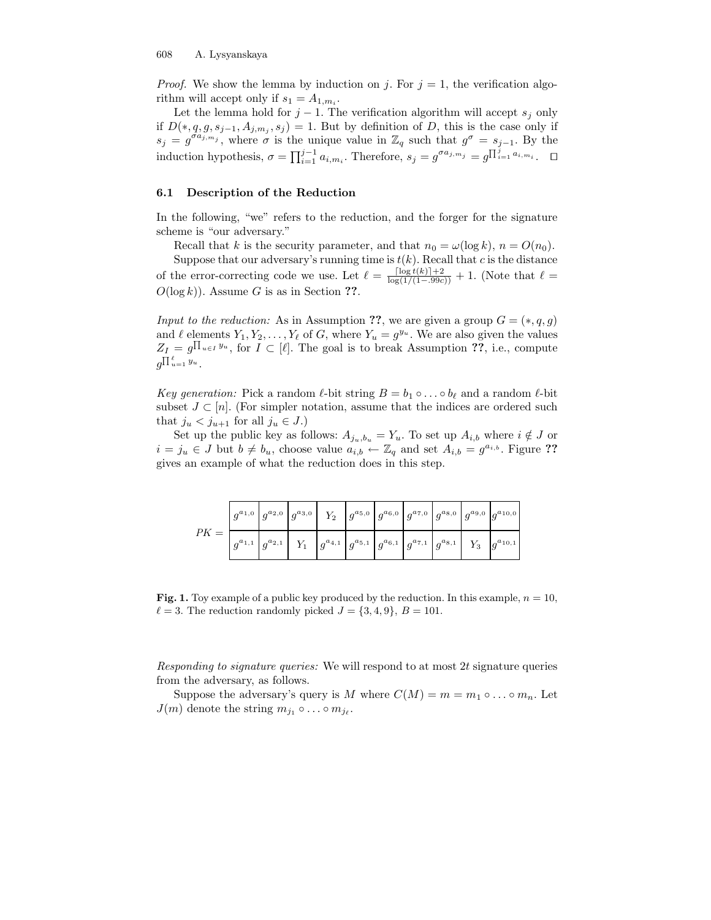*Proof.* We show the lemma by induction on $j$. For $j = 1$, the verification algorithm will accept only if $s_1 = A_{1,m_i}$.

Let the lemma hold for $j-1$. The verification algorithm will accept $s_j$ only if $D(*, q, g, s_{j-1}, A_{j,m_j}, s_j) = 1$. But by definition of $D$, this is the case only if $s_j = g^{\sigma a_{j,m_j}}$, where $\sigma$ is the unique value in $\mathbb{Z}_q$ such that $g^\sigma = s_{j-1}$. By the induction hypothesis, $\sigma = \prod_{i=1}^{j-1} a_{i,m_i}$. Therefore, $s_j = g^{\sigma a_{j,m_j}} = g^{\prod_{i=1}^{j} a_{i,m_i}}$. $\square$

### 6.1 Description of the Reduction

In the following, "we" refers to the reduction, and the forger for the signature scheme is "our adversary."

Recall that $k$ is the security parameter, and that $n_0 = \omega(\log k)$, $n = O(n_0)$.

Suppose that our adversary's running time is $t(k)$. Recall that $c$ is the distance of the error-correcting code we use. Let $\ell = \frac{\lceil \log t(k) \rceil + 2}{\log(1/(1-.99c))} + 1$. (Note that $\ell = O(\log k)$). Assume $G$ is as in Section **??**.

*Input to the reduction:* As in Assumption **??**, we are given a group $G = (*, q, g)$ and $\ell$ elements $Y_1, Y_2, \ldots, Y_\ell$ of $G$, where $Y_u = g^{y_u}$. We are also given the values $Z_I = g^{\prod_{u \in I} y_u}$, for $I \subset [\ell]$. The goal is to break Assumption **??**, i.e., compute $g^{\prod_{u=1}^{\ell} y_u}$.

*Key generation:* Pick a random $\ell$-bit string $B = b_1 \circ \ldots \circ b_\ell$ and a random $\ell$-bit subset $J \subset [n]$. (For simpler notation, assume that the indices are ordered such that $j_u < j_{u+1}$ for all $j_u \in J$.)

Set up the public key as follows: $A_{j_u,b_u} = Y_u$. To set up $A_{i,b}$ where $i \notin J$ or $i = j_u \in J$ but $b \neq b_u$, choose value $a_{i,b} \leftarrow \mathbb{Z}_q$ and set $A_{i,b} = g^{a_{i,b}}$. Figure **??** gives an example of what the reduction does in this step.

$PK =$

| | | | | | | | | | |
|---|---|---|---|---|---|---|---|---|---|
| $g^{a_{1,0}}$ | $g^{a_{2,0}}$ | $g^{a_{3,0}}$ | $Y_2$ | $g^{a_{5,0}}$ | $g^{a_{6,0}}$ | $g^{a_{7,0}}$ | $g^{a_{8,0}}$ | $g^{a_{9,0}}$ | $g^{a_{10,0}}$ |
| $g^{a_{1,1}}$ | $g^{a_{2,1}}$ | $Y_1$ | $g^{a_{4,1}}$ | $g^{a_{5,1}}$ | $g^{a_{6,1}}$ | $g^{a_{7,1}}$ | $g^{a_{8,1}}$ | $Y_3$ | $g^{a_{10,1}}$ |

**Fig. 1.** Toy example of a public key produced by the reduction. In this example, $n = 10$, $\ell = 3$. The reduction randomly picked $J = \{3, 4, 9\}$, $B = 101$.

*Responding to signature queries:* We will respond to at most $2t$ signature queries from the adversary, as follows.

Suppose the adversary's query is $M$ where $C(M) = m = m_1 \circ \ldots \circ m_n$. Let $J(m)$ denote the string $m_{j_1} \circ \ldots \circ m_{j_\ell}$.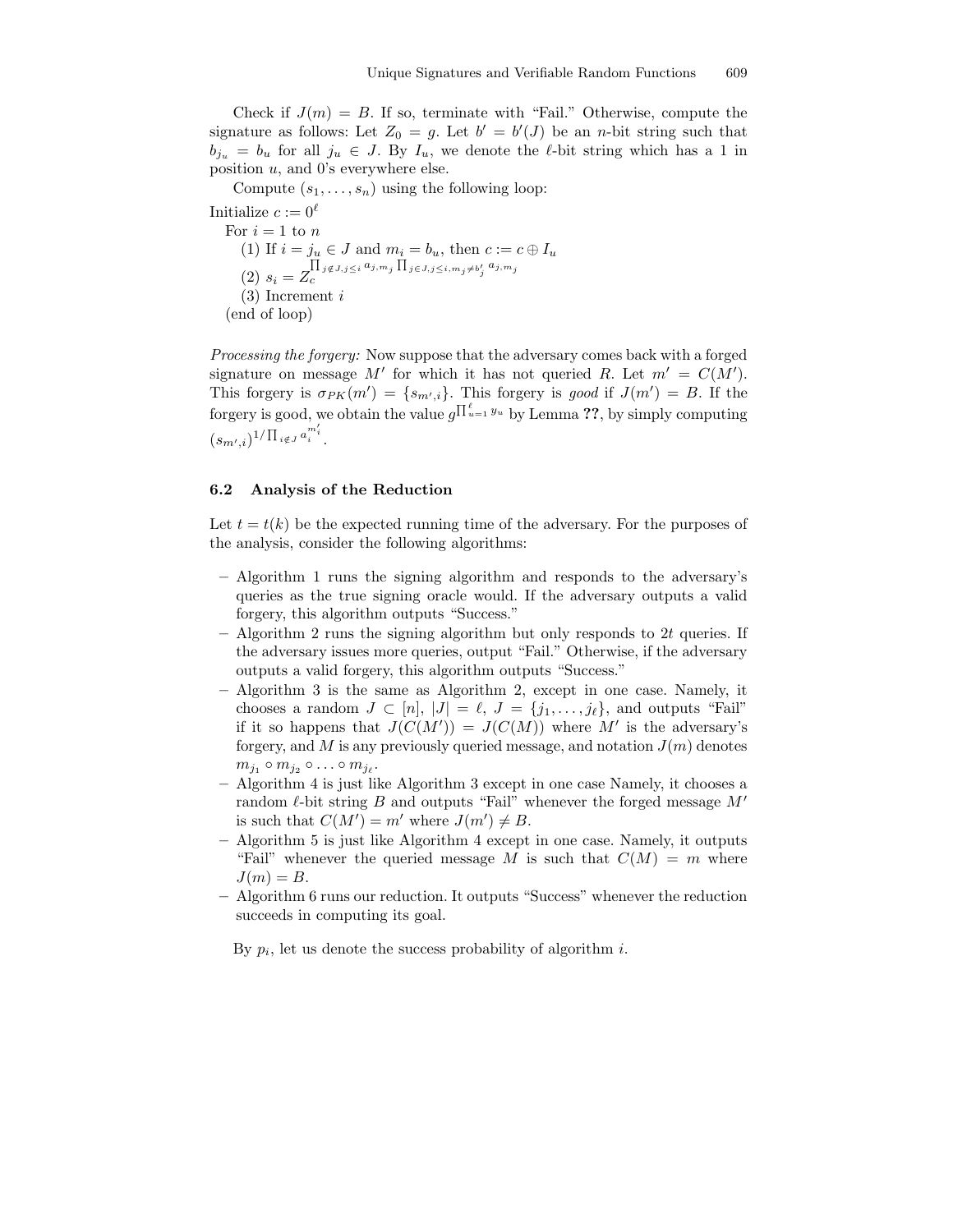Check if $J(m) = B$. If so, terminate with "Fail." Otherwise, compute the signature as follows: Let $Z_0 = g$. Let $b' = b'(J)$ be an $n$-bit string such that $b_{j_u} = b_u$ for all $j_u \in J$. By $I_u$, we denote the $\ell$-bit string which has a 1 in position $u$, and 0's everywhere else.

Compute $(s_1, \ldots, s_n)$ using the following loop:

Initialize $c := 0^\ell$
  For $i = 1$ to $n$
    (1) If $i = j_u \in J$ and $m_i = b_u$, then $c := c \oplus I_u$
    (2) $s_i = Z_c^{\prod_{j \notin J, j \leq i} a_{j,m_j} \prod_{j \in J, j \leq i, m_j \neq b'_j} a_{j,m_j}}$
    (3) Increment $i$
  (end of loop)

*Processing the forgery:* Now suppose that the adversary comes back with a forged signature on message $M'$ for which it has not queried $R$. Let $m' = C(M')$. This forgery is $\sigma_{PK}(m') = \{s_{m',i}\}$. This forgery is *good* if $J(m') = B$. If the forgery is good, we obtain the value $g^{\prod_{u=1}^{\ell} y_u}$ by Lemma **??**, by simply computing $(s_{m',i})^{1/\prod_{i \notin J} a_i^{m'_i}}$.

### 6.2 Analysis of the Reduction

Let $t = t(k)$ be the expected running time of the adversary. For the purposes of the analysis, consider the following algorithms:

- Algorithm 1 runs the signing algorithm and responds to the adversary's queries as the true signing oracle would. If the adversary outputs a valid forgery, this algorithm outputs "Success."
- Algorithm 2 runs the signing algorithm but only responds to $2t$ queries. If the adversary issues more queries, output "Fail." Otherwise, if the adversary outputs a valid forgery, this algorithm outputs "Success."
- Algorithm 3 is the same as Algorithm 2, except in one case. Namely, it chooses a random $J \subset [n]$, $|J| = \ell$, $J = \{j_1, \ldots, j_\ell\}$, and outputs "Fail" if it so happens that $J(C(M')) = J(C(M))$ where $M'$ is the adversary's forgery, and $M$ is any previously queried message, and notation $J(m)$ denotes $m_{j_1} \circ m_{j_2} \circ \ldots \circ m_{j_\ell}$.
- Algorithm 4 is just like Algorithm 3 except in one case Namely, it chooses a random $\ell$-bit string $B$ and outputs "Fail" whenever the forged message $M'$ is such that $C(M') = m'$ where $J(m') \neq B$.
- Algorithm 5 is just like Algorithm 4 except in one case. Namely, it outputs "Fail" whenever the queried message $M$ is such that $C(M) = m$ where $J(m) = B$.
- Algorithm 6 runs our reduction. It outputs "Success" whenever the reduction succeeds in computing its goal.

By $p_i$, let us denote the success probability of algorithm $i$.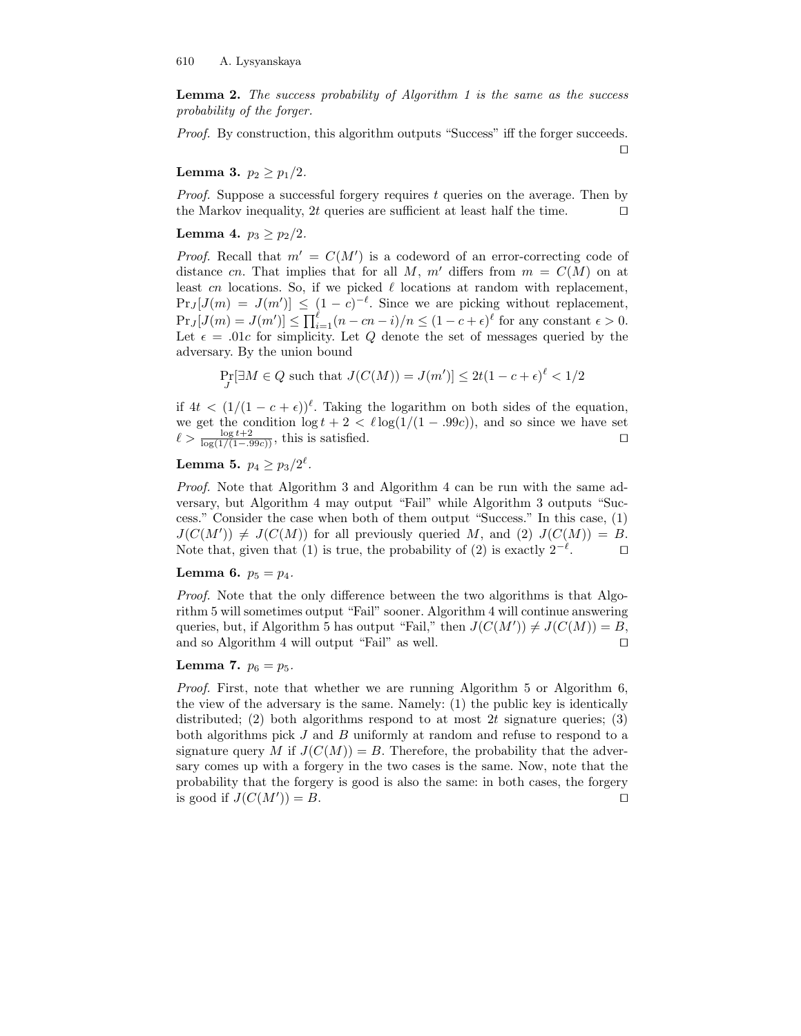**Lemma 2.** *The success probability of Algorithm 1 is the same as the success probability of the forger.*

*Proof.* By construction, this algorithm outputs "Success" iff the forger succeeds. $\square$

**Lemma 3.** $p_2 \geq p_1/2$.

*Proof.* Suppose a successful forgery requires $t$ queries on the average. Then by the Markov inequality, $2t$ queries are sufficient at least half the time. $\square$

**Lemma 4.** $p_3 \geq p_2/2$.

*Proof.* Recall that $m' = C(M')$ is a codeword of an error-correcting code of distance $cn$. That implies that for all $M$, $m'$ differs from $m = C(M)$ on at least $cn$ locations. So, if we picked $\ell$ locations at random with replacement, $\Pr_J[J(m) = J(m')] \leq (1-c)^{-\ell}$. Since we are picking without replacement, $\Pr_J[J(m) = J(m')] \leq \prod_{i=1}^{\ell}(n - cn - i)/n \leq (1 - c + \epsilon)^{\ell}$ for any constant $\epsilon > 0$. Let $\epsilon = .01c$ for simplicity. Let $Q$ denote the set of messages queried by the adversary. By the union bound

$$\Pr_J[\exists M \in Q \text{ such that } J(C(M)) = J(m')] \leq 2t(1 - c + \epsilon)^{\ell} < 1/2$$

if $4t < (1/(1-c+\epsilon))^{\ell}$. Taking the logarithm on both sides of the equation, we get the condition $\log t + 2 < \ell \log(1/(1 - .99c))$, and so since we have set $\ell > \frac{\log t + 2}{\log(1/(1 - .99c))}$, this is satisfied. $\square$

**Lemma 5.** $p_4 \geq p_3/2^{\ell}$.

*Proof.* Note that Algorithm 3 and Algorithm 4 can be run with the same adversary, but Algorithm 4 may output "Fail" while Algorithm 3 outputs "Success." Consider the case when both of them output "Success." In this case, (1) $J(C(M')) \neq J(C(M))$ for all previously queried $M$, and (2) $J(C(M)) = B$. Note that, given that (1) is true, the probability of (2) is exactly $2^{-\ell}$. $\square$

**Lemma 6.** $p_5 = p_4$.

*Proof.* Note that the only difference between the two algorithms is that Algorithm 5 will sometimes output "Fail" sooner. Algorithm 4 will continue answering queries, but, if Algorithm 5 has output "Fail," then $J(C(M')) \neq J(C(M)) = B$, and so Algorithm 4 will output "Fail" as well. $\square$

**Lemma 7.** $p_6 = p_5$.

*Proof.* First, note that whether we are running Algorithm 5 or Algorithm 6, the view of the adversary is the same. Namely: (1) the public key is identically distributed; (2) both algorithms respond to at most $2t$ signature queries; (3) both algorithms pick $J$ and $B$ uniformly at random and refuse to respond to a signature query $M$ if $J(C(M)) = B$. Therefore, the probability that the adversary comes up with a forgery in the two cases is the same. Now, note that the probability that the forgery is good is also the same: in both cases, the forgery is good if $J(C(M')) = B$. $\square$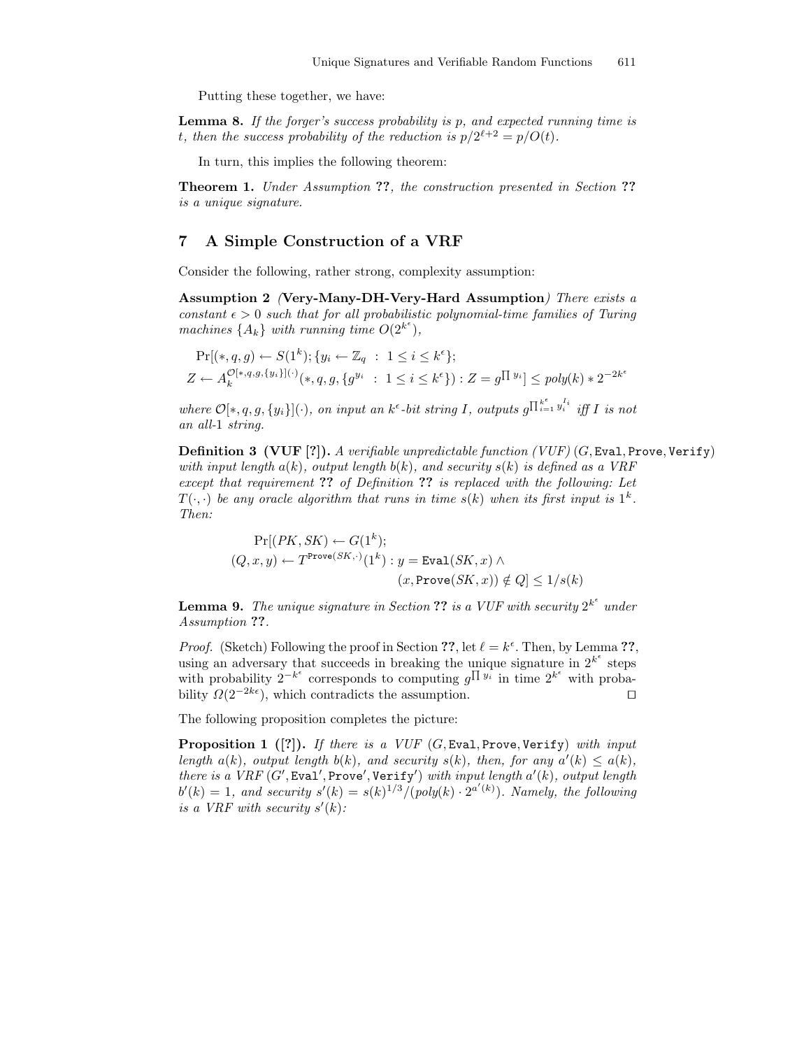Putting these together, we have:

**Lemma 8.** *If the forger's success probability is p, and expected running time is t, then the success probability of the reduction is* $p/2^{\ell+2} = p/O(t)$.

In turn, this implies the following theorem:

**Theorem 1.** *Under Assumption* **??**, *the construction presented in Section* **??** *is a unique signature.*

## 7 A Simple Construction of a VRF

Consider the following, rather strong, complexity assumption:

**Assumption 2** *(***Very-Many-DH-Very-Hard Assumption***) There exists a constant* $\epsilon > 0$ *such that for all probabilistic polynomial-time families of Turing machines* $\{A_k\}$ *with running time* $O(2^{k^\epsilon})$,

$$\Pr[(*, q, g) \leftarrow S(1^k); \{y_i \leftarrow \mathbb{Z}_q \ : \ 1 \leq i \leq k^\epsilon\};$$
$$Z \leftarrow A_k^{\mathcal{O}[*,q,g,\{y_i\}](\cdot)}(*, q, g, \{g^{y_i} \ : \ 1 \leq i \leq k^\epsilon\}) : Z = g^{\prod y_i}] \leq poly(k) * 2^{-2k^\epsilon}$$

*where* $\mathcal{O}[*, q, g, \{y_i\}](\cdot)$, *on input an* $k^\epsilon$*-bit string* $I$, *outputs* $g^{\prod_{i=1}^{k^\epsilon} y_i^{I_i}}$ *iff* $I$ *is not an all-*1 *string.*

**Definition 3 (VUF [?]).** *A verifiable unpredictable function (VUF)* $(G, \texttt{Eval}, \texttt{Prove}, \texttt{Verify})$ *with input length* $a(k)$, *output length* $b(k)$, *and security* $s(k)$ *is defined as a VRF except that requirement* **??** *of Definition* **??** *is replaced with the following: Let* $T(\cdot,\cdot)$ *be any oracle algorithm that runs in time* $s(k)$ *when its first input is* $1^k$. *Then:*

$$\Pr[(PK, SK) \leftarrow G(1^k);$$
$$(Q, x, y) \leftarrow T^{\texttt{Prove}(SK,\cdot)}(1^k) : y = \texttt{Eval}(SK, x) \wedge$$
$$(x, \texttt{Prove}(SK, x)) \notin Q] \leq 1/s(k)$$

**Lemma 9.** *The unique signature in Section* **??** *is a VUF with security* $2^{k^\epsilon}$ *under Assumption* **??**.

*Proof.* (Sketch) Following the proof in Section **??**, let $\ell = k^\epsilon$. Then, by Lemma **??**, using an adversary that succeeds in breaking the unique signature in $2^{k^\epsilon}$ steps with probability $2^{-k^\epsilon}$ corresponds to computing $g^{\prod y_i}$ in time $2^{k^\epsilon}$ with probability $\Omega(2^{-2k\epsilon})$, which contradicts the assumption. □

The following proposition completes the picture:

**Proposition 1 ([?]).** *If there is a VUF* $(G, \texttt{Eval}, \texttt{Prove}, \texttt{Verify})$ *with input length* $a(k)$, *output length* $b(k)$, *and security* $s(k)$, *then, for any* $a'(k) \leq a(k)$, *there is a VRF* $(G', \texttt{Eval}', \texttt{Prove}', \texttt{Verify}')$ *with input length* $a'(k)$, *output length* $b'(k) = 1$, *and security* $s'(k) = s(k)^{1/3}/(poly(k) \cdot 2^{a'(k)})$. *Namely, the following is a VRF with security* $s'(k)$: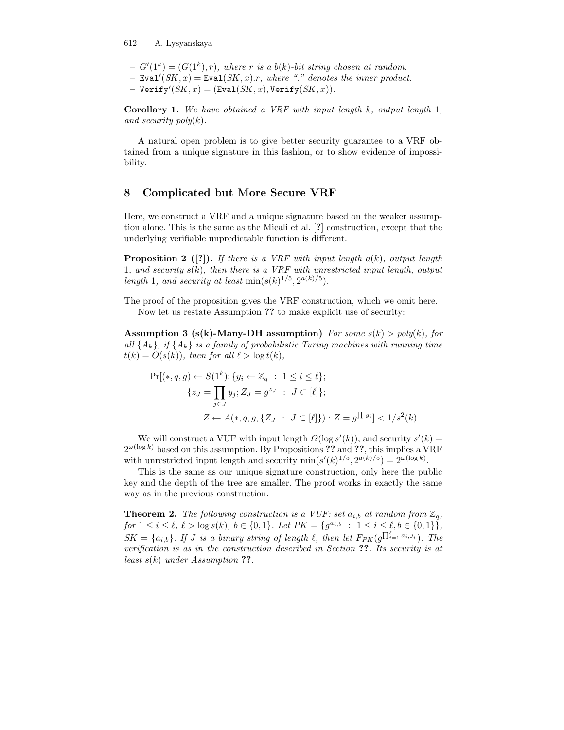- $G'(1^k) = (G(1^k), r)$, *where $r$ is a $b(k)$-bit string chosen at random.*
- $\texttt{Eval}'(SK, x) = \texttt{Eval}(SK, x).r$, *where "." denotes the inner product.*
- $\texttt{Verify}'(SK, x) = (\texttt{Eval}(SK, x), \texttt{Verify}(SK, x))$.

**Corollary 1.** *We have obtained a VRF with input length $k$, output length 1, and security poly($k$).*

A natural open problem is to give better security guarantee to a VRF obtained from a unique signature in this fashion, or to show evidence of impossibility.

## 8 Complicated but More Secure VRF

Here, we construct a VRF and a unique signature based on the weaker assumption alone. This is the same as the Micali et al. [**?**] construction, except that the underlying verifiable unpredictable function is different.

**Proposition 2 ([?]).** *If there is a VRF with input length $a(k)$, output length 1, and security $s(k)$, then there is a VRF with unrestricted input length, output length 1, and security at least $\min(s(k)^{1/5}, 2^{a(k)/5})$.*

The proof of the proposition gives the VRF construction, which we omit here.

Now let us restate Assumption **??** to make explicit use of security:

**Assumption 3 (s(k)-Many-DH assumption)** *For some $s(k) > poly(k)$, for all $\{A_k\}$, if $\{A_k\}$ is a family of probabilistic Turing machines with running time $t(k) = O(s(k))$, then for all $\ell > \log t(k)$,*

$$\Pr[(*, q, g) \leftarrow S(1^k); \{y_i \leftarrow \mathbb{Z}_q \;:\; 1 \leq i \leq \ell\};$$
$$\{z_J = \prod_{j \in J} y_j; Z_J = g^{z_J} \;:\; J \subset [\ell]\};$$
$$Z \leftarrow A(*, q, g, \{Z_J \;:\; J \subset [\ell]\}) : Z = g^{\prod y_i}] < 1/s^2(k)$$

We will construct a VUF with input length $\Omega(\log s'(k))$, and security $s'(k) = 2^{\omega(\log k)}$ based on this assumption. By Propositions **??** and **??**, this implies a VRF with unrestricted input length and security $\min(s'(k)^{1/5}, 2^{a(k)/5}) = 2^{\omega(\log k)}$.

This is the same as our unique signature construction, only here the public key and the depth of the tree are smaller. The proof works in exactly the same way as in the previous construction.

**Theorem 2.** *The following construction is a VUF: set $a_{i,b}$ at random from $\mathbb{Z}_q$, for $1 \leq i \leq \ell$, $\ell > \log s(k)$, $b \in \{0, 1\}$. Let $PK = \{g^{a_{i,b}} \;:\; 1 \leq i \leq \ell, b \in \{0, 1\}\}$, $SK = \{a_{i,b}\}$. If $J$ is a binary string of length $\ell$, then let $F_{PK}(g^{\prod_{i=1}^{\ell} a_{i,J_i}})$. The verification is as in the construction described in Section **??**. Its security is at least $s(k)$ under Assumption **??**.*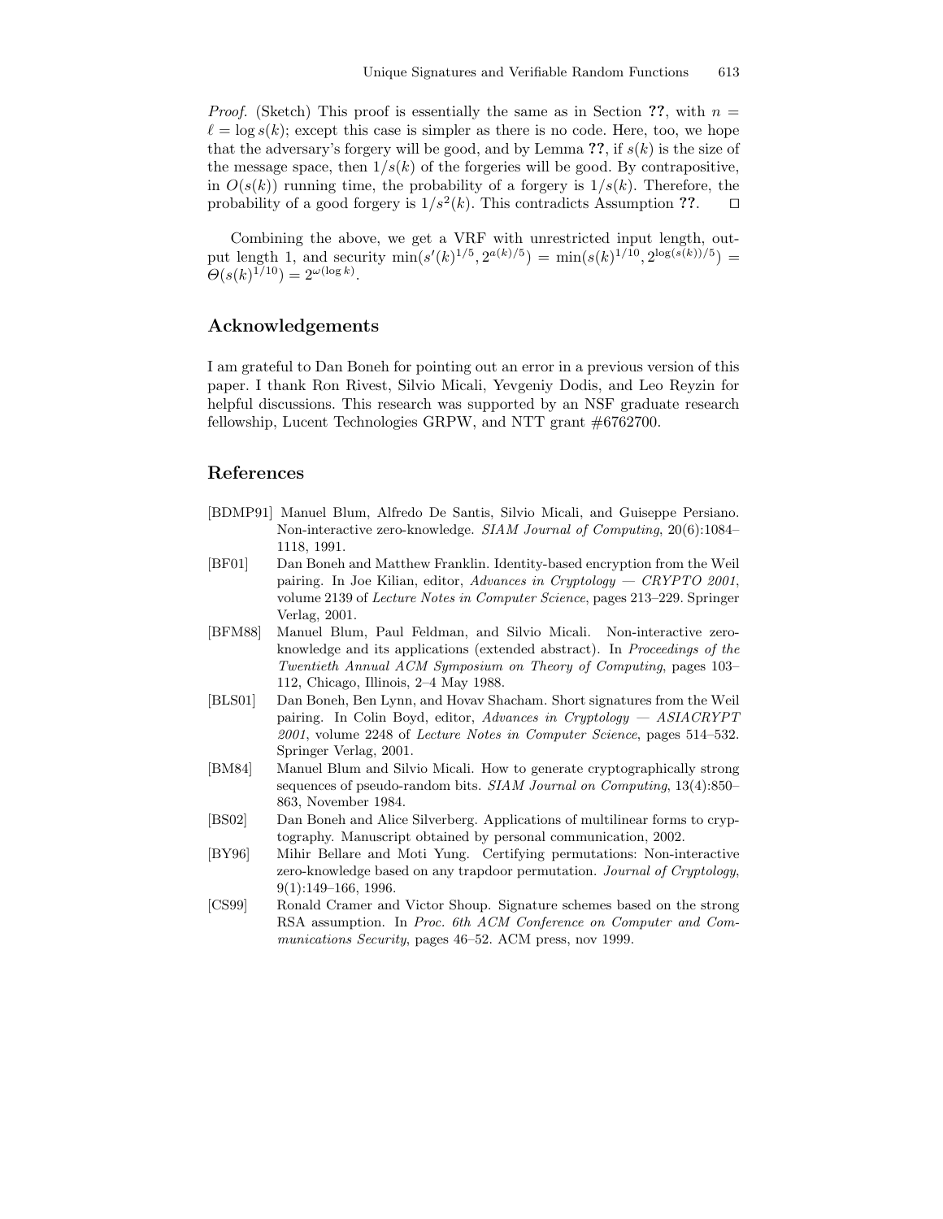*Proof.* (Sketch) This proof is essentially the same as in Section **??**, with $n = \ell = \log s(k)$; except this case is simpler as there is no code. Here, too, we hope that the adversary's forgery will be good, and by Lemma **??**, if $s(k)$ is the size of the message space, then $1/s(k)$ of the forgeries will be good. By contrapositive, in $O(s(k))$ running time, the probability of a forgery is $1/s(k)$. Therefore, the probability of a good forgery is $1/s^2(k)$. This contradicts Assumption **??**. $\square$

Combining the above, we get a VRF with unrestricted input length, output length 1, and security $\min(s'(k)^{1/5}, 2^{a(k)/5}) = \min(s(k)^{1/10}, 2^{\log(s(k))/5}) = \Theta(s(k)^{1/10}) = 2^{\omega(\log k)}$.

## Acknowledgements

I am grateful to Dan Boneh for pointing out an error in a previous version of this paper. I thank Ron Rivest, Silvio Micali, Yevgeniy Dodis, and Leo Reyzin for helpful discussions. This research was supported by an NSF graduate research fellowship, Lucent Technologies GRPW, and NTT grant #6762700.

## References

[BDMP91] Manuel Blum, Alfredo De Santis, Silvio Micali, and Guiseppe Persiano. Non-interactive zero-knowledge. *SIAM Journal of Computing*, 20(6):1084–1118, 1991.

[BF01] Dan Boneh and Matthew Franklin. Identity-based encryption from the Weil pairing. In Joe Kilian, editor, *Advances in Cryptology — CRYPTO 2001*, volume 2139 of *Lecture Notes in Computer Science*, pages 213–229. Springer Verlag, 2001.

[BFM88] Manuel Blum, Paul Feldman, and Silvio Micali. Non-interactive zero-knowledge and its applications (extended abstract). In *Proceedings of the Twentieth Annual ACM Symposium on Theory of Computing*, pages 103–112, Chicago, Illinois, 2–4 May 1988.

[BLS01] Dan Boneh, Ben Lynn, and Hovav Shacham. Short signatures from the Weil pairing. In Colin Boyd, editor, *Advances in Cryptology — ASIACRYPT 2001*, volume 2248 of *Lecture Notes in Computer Science*, pages 514–532. Springer Verlag, 2001.

[BM84] Manuel Blum and Silvio Micali. How to generate cryptographically strong sequences of pseudo-random bits. *SIAM Journal on Computing*, 13(4):850–863, November 1984.

[BS02] Dan Boneh and Alice Silverberg. Applications of multilinear forms to cryptography. Manuscript obtained by personal communication, 2002.

[BY96] Mihir Bellare and Moti Yung. Certifying permutations: Non-interactive zero-knowledge based on any trapdoor permutation. *Journal of Cryptology*, 9(1):149–166, 1996.

[CS99] Ronald Cramer and Victor Shoup. Signature schemes based on the strong RSA assumption. In *Proc. 6th ACM Conference on Computer and Communications Security*, pages 46–52. ACM press, nov 1999.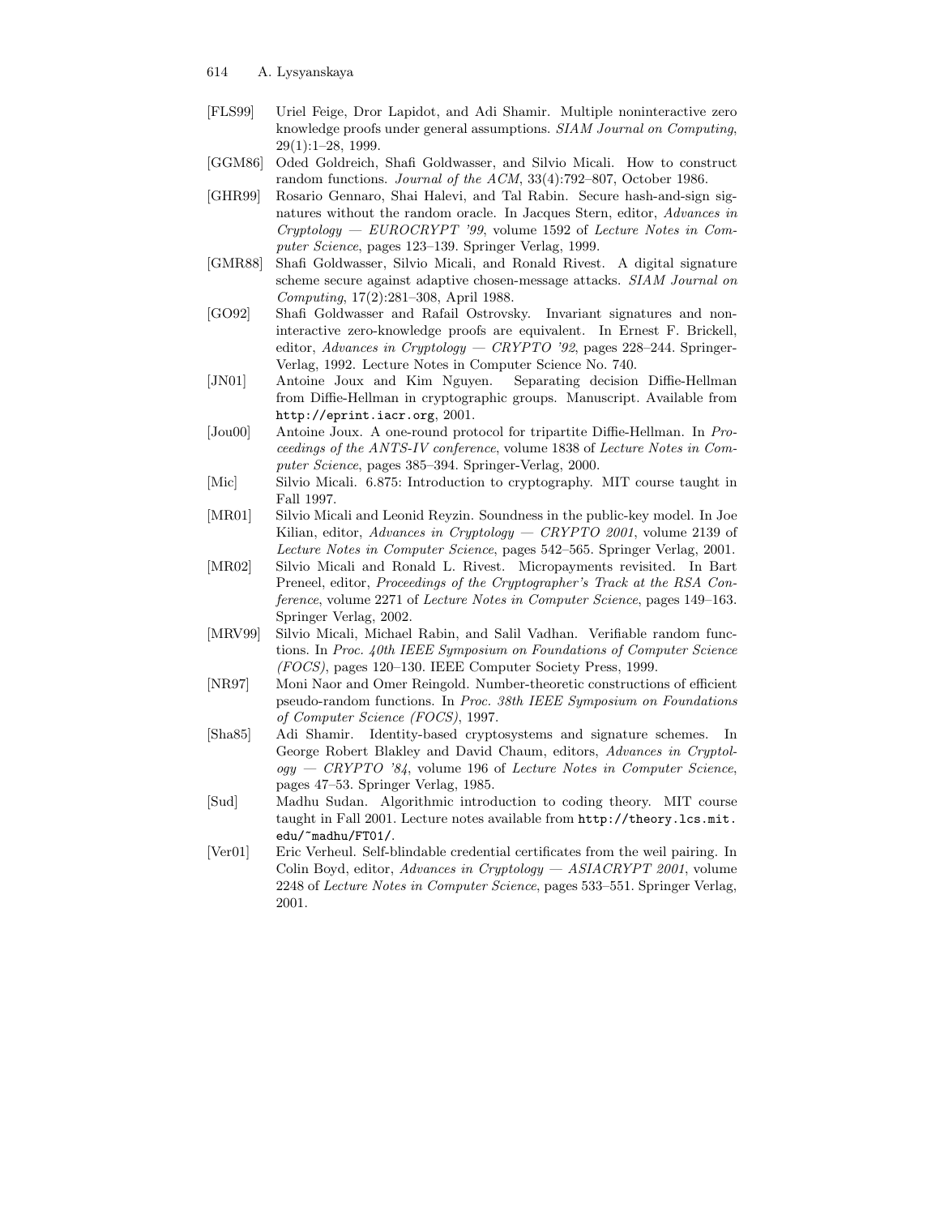[FLS99] Uriel Feige, Dror Lapidot, and Adi Shamir. Multiple noninteractive zero knowledge proofs under general assumptions. *SIAM Journal on Computing*, 29(1):1–28, 1999.

[GGM86] Oded Goldreich, Shafi Goldwasser, and Silvio Micali. How to construct random functions. *Journal of the ACM*, 33(4):792–807, October 1986.

[GHR99] Rosario Gennaro, Shai Halevi, and Tal Rabin. Secure hash-and-sign signatures without the random oracle. In Jacques Stern, editor, *Advances in Cryptology — EUROCRYPT '99*, volume 1592 of *Lecture Notes in Computer Science*, pages 123–139. Springer Verlag, 1999.

[GMR88] Shafi Goldwasser, Silvio Micali, and Ronald Rivest. A digital signature scheme secure against adaptive chosen-message attacks. *SIAM Journal on Computing*, 17(2):281–308, April 1988.

[GO92] Shafi Goldwasser and Rafail Ostrovsky. Invariant signatures and non-interactive zero-knowledge proofs are equivalent. In Ernest F. Brickell, editor, *Advances in Cryptology — CRYPTO '92*, pages 228–244. Springer-Verlag, 1992. Lecture Notes in Computer Science No. 740.

[JN01] Antoine Joux and Kim Nguyen. Separating decision Diffie-Hellman from Diffie-Hellman in cryptographic groups. Manuscript. Available from `http://eprint.iacr.org`, 2001.

[Jou00] Antoine Joux. A one-round protocol for tripartite Diffie-Hellman. In *Proceedings of the ANTS-IV conference*, volume 1838 of *Lecture Notes in Computer Science*, pages 385–394. Springer-Verlag, 2000.

[Mic] Silvio Micali. 6.875: Introduction to cryptography. MIT course taught in Fall 1997.

[MR01] Silvio Micali and Leonid Reyzin. Soundness in the public-key model. In Joe Kilian, editor, *Advances in Cryptology — CRYPTO 2001*, volume 2139 of *Lecture Notes in Computer Science*, pages 542–565. Springer Verlag, 2001.

[MR02] Silvio Micali and Ronald L. Rivest. Micropayments revisited. In Bart Preneel, editor, *Proceedings of the Cryptographer's Track at the RSA Conference*, volume 2271 of *Lecture Notes in Computer Science*, pages 149–163. Springer Verlag, 2002.

[MRV99] Silvio Micali, Michael Rabin, and Salil Vadhan. Verifiable random functions. In *Proc. 40th IEEE Symposium on Foundations of Computer Science (FOCS)*, pages 120–130. IEEE Computer Society Press, 1999.

[NR97] Moni Naor and Omer Reingold. Number-theoretic constructions of efficient pseudo-random functions. In *Proc. 38th IEEE Symposium on Foundations of Computer Science (FOCS)*, 1997.

[Sha85] Adi Shamir. Identity-based cryptosystems and signature schemes. In George Robert Blakley and David Chaum, editors, *Advances in Cryptology — CRYPTO '84*, volume 196 of *Lecture Notes in Computer Science*, pages 47–53. Springer Verlag, 1985.

[Sud] Madhu Sudan. Algorithmic introduction to coding theory. MIT course taught in Fall 2001. Lecture notes available from `http://theory.lcs.mit.edu/~madhu/FT01/`.

[Ver01] Eric Verheul. Self-blindable credential certificates from the weil pairing. In Colin Boyd, editor, *Advances in Cryptology — ASIACRYPT 2001*, volume 2248 of *Lecture Notes in Computer Science*, pages 533–551. Springer Verlag, 2001.